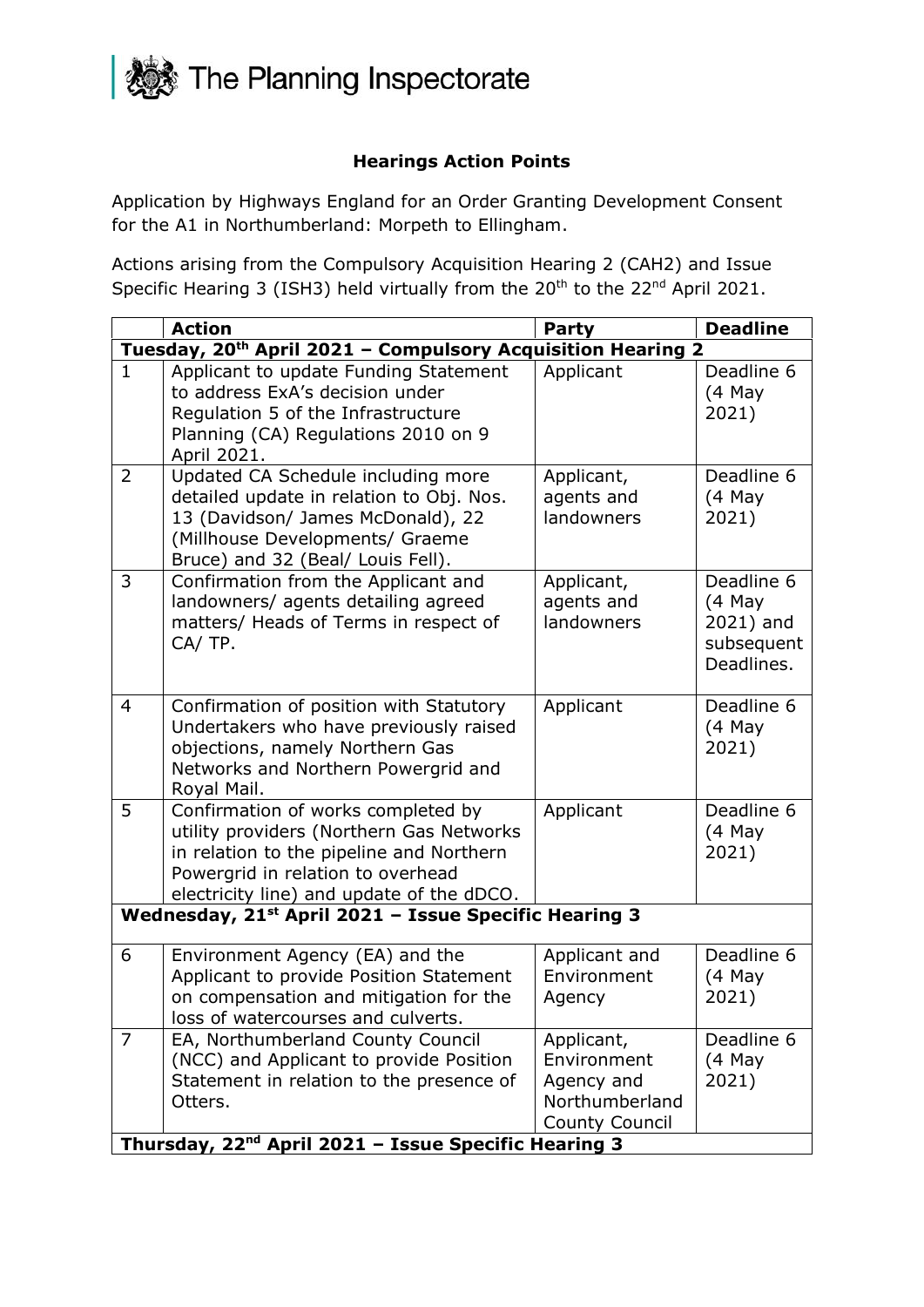The Planning Inspectorate

## Hearings Action Points

Application by Highways England for an Order Granting Development Consent for the A1 in Northumberland: Morpeth to Ellingham.

Actions arising from the Compulsory Acquisition Hearing 2 (CAH2) and Issue Specific Hearing 3 (ISH3) held virtually from the 20th to the 22nd April 2021.

| | Action | Party | Deadline |
|---|---|---|---|
| **Tuesday, 20th April 2021 – Compulsory Acquisition Hearing 2** | | | |
| 1 | Applicant to update Funding Statement to address ExA's decision under Regulation 5 of the Infrastructure Planning (CA) Regulations 2010 on 9 April 2021. | Applicant | Deadline 6 (4 May 2021) |
| 2 | Updated CA Schedule including more detailed update in relation to Obj. Nos. 13 (Davidson/ James McDonald), 22 (Millhouse Developments/ Graeme Bruce) and 32 (Beal/ Louis Fell). | Applicant, agents and landowners | Deadline 6 (4 May 2021) |
| 3 | Confirmation from the Applicant and landowners/ agents detailing agreed matters/ Heads of Terms in respect of CA/ TP. | Applicant, agents and landowners | Deadline 6 (4 May 2021) and subsequent Deadlines. |
| 4 | Confirmation of position with Statutory Undertakers who have previously raised objections, namely Northern Gas Networks and Northern Powergrid and Royal Mail. | Applicant | Deadline 6 (4 May 2021) |
| 5 | Confirmation of works completed by utility providers (Northern Gas Networks in relation to the pipeline and Northern Powergrid in relation to overhead electricity line) and update of the dDCO. | Applicant | Deadline 6 (4 May 2021) |
| **Wednesday, 21st April 2021 – Issue Specific Hearing 3** | | | |
| 6 | Environment Agency (EA) and the Applicant to provide Position Statement on compensation and mitigation for the loss of watercourses and culverts. | Applicant and Environment Agency | Deadline 6 (4 May 2021) |
| 7 | EA, Northumberland County Council (NCC) and Applicant to provide Position Statement in relation to the presence of Otters. | Applicant, Environment Agency and Northumberland County Council | Deadline 6 (4 May 2021) |
| **Thursday, 22nd April 2021 – Issue Specific Hearing 3** | | | |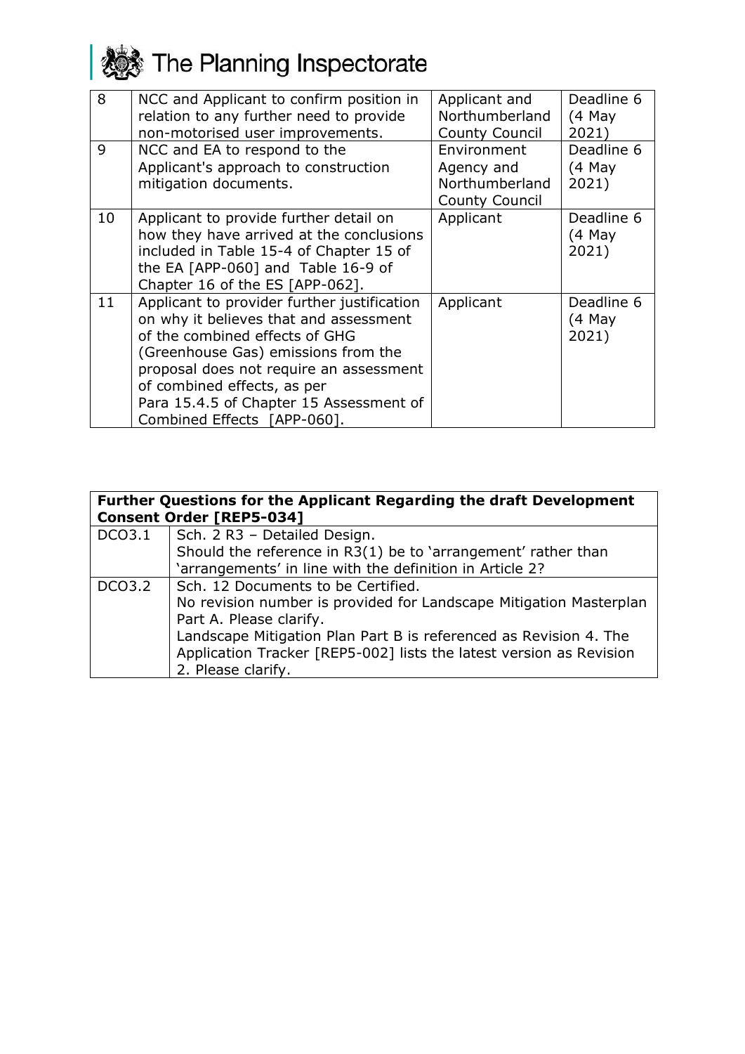| | | | |
|---|---|---|---|
| 8 | NCC and Applicant to confirm position in relation to any further need to provide non-motorised user improvements. | Applicant and Northumberland County Council | Deadline 6 (4 May 2021) |
| 9 | NCC and EA to respond to the Applicant's approach to construction mitigation documents. | Environment Agency and Northumberland County Council | Deadline 6 (4 May 2021) |
| 10 | Applicant to provide further detail on how they have arrived at the conclusions included in Table 15-4 of Chapter 15 of the EA [APP-060] and Table 16-9 of Chapter 16 of the ES [APP-062]. | Applicant | Deadline 6 (4 May 2021) |
| 11 | Applicant to provider further justification on why it believes that and assessment of the combined effects of GHG (Greenhouse Gas) emissions from the proposal does not require an assessment of combined effects, as per Para 15.4.5 of Chapter 15 Assessment of Combined Effects [APP-060]. | Applicant | Deadline 6 (4 May 2021) |

| **Further Questions for the Applicant Regarding the draft Development Consent Order [REP5-034]** | |
|---|---|
| DCO3.1 | Sch. 2 R3 – Detailed Design.<br>Should the reference in R3(1) be to 'arrangement' rather than 'arrangements' in line with the definition in Article 2? |
| DCO3.2 | Sch. 12 Documents to be Certified.<br>No revision number is provided for Landscape Mitigation Masterplan Part A. Please clarify.<br>Landscape Mitigation Plan Part B is referenced as Revision 4. The Application Tracker [REP5-002] lists the latest version as Revision 2. Please clarify. |